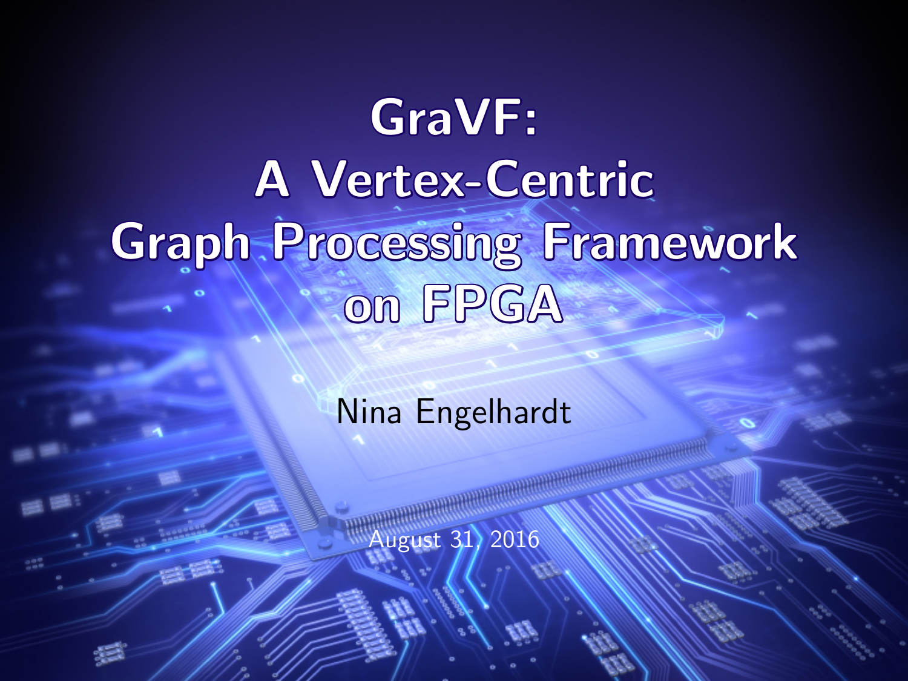# GraVF: A Vertex-Centric Graph Processing Framework on FPGA

Nina Engelhardt

August 31, 2016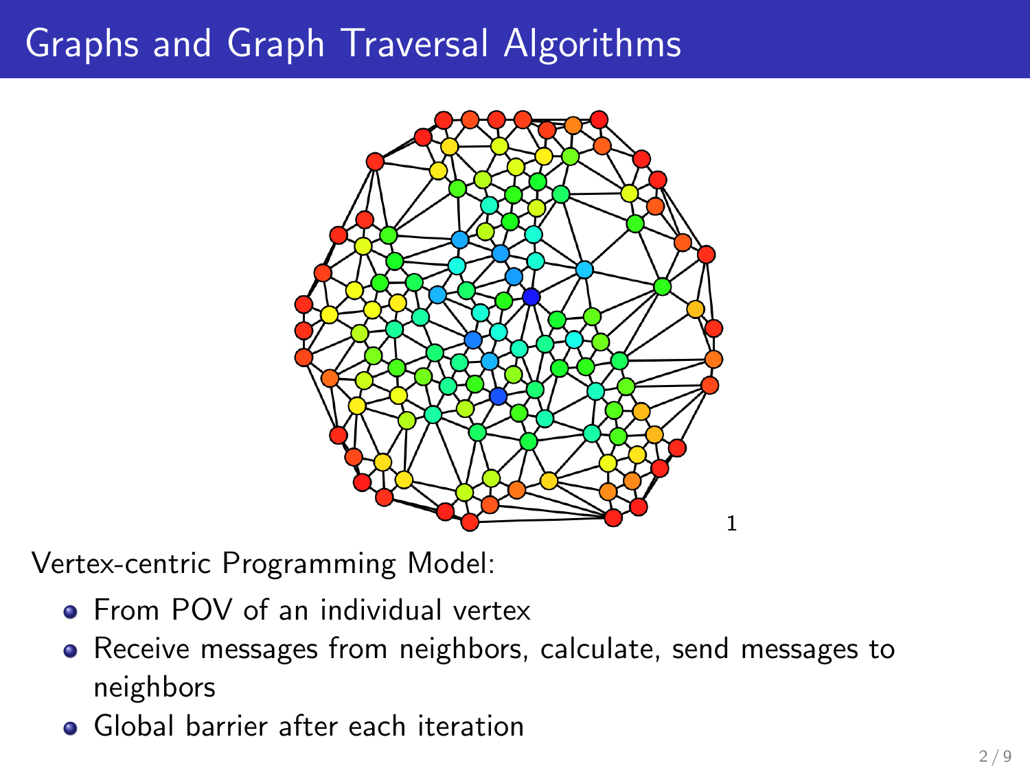# Graphs and Graph Traversal Algorithms

[1]

Vertex-centric Programming Model:

- From POV of an individual vertex
- Receive messages from neighbors, calculate, send messages to neighbors
- Global barrier after each iteration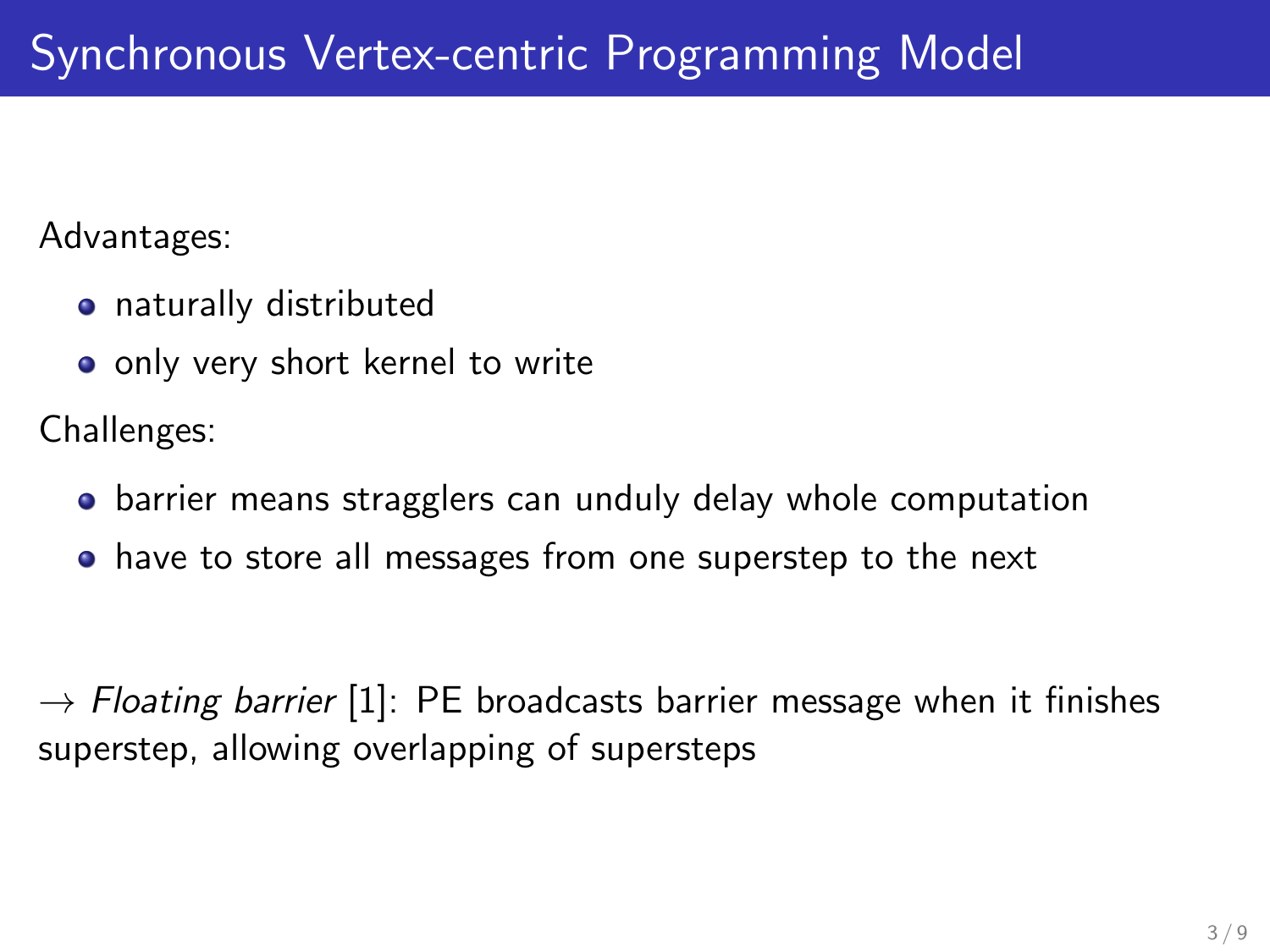# Synchronous Vertex-centric Programming Model

Advantages:

- naturally distributed
- only very short kernel to write

Challenges:

- barrier means stragglers can unduly delay whole computation
- have to store all messages from one superstep to the next

$\rightarrow$ *Floating barrier* [1]: PE broadcasts barrier message when it finishes superstep, allowing overlapping of supersteps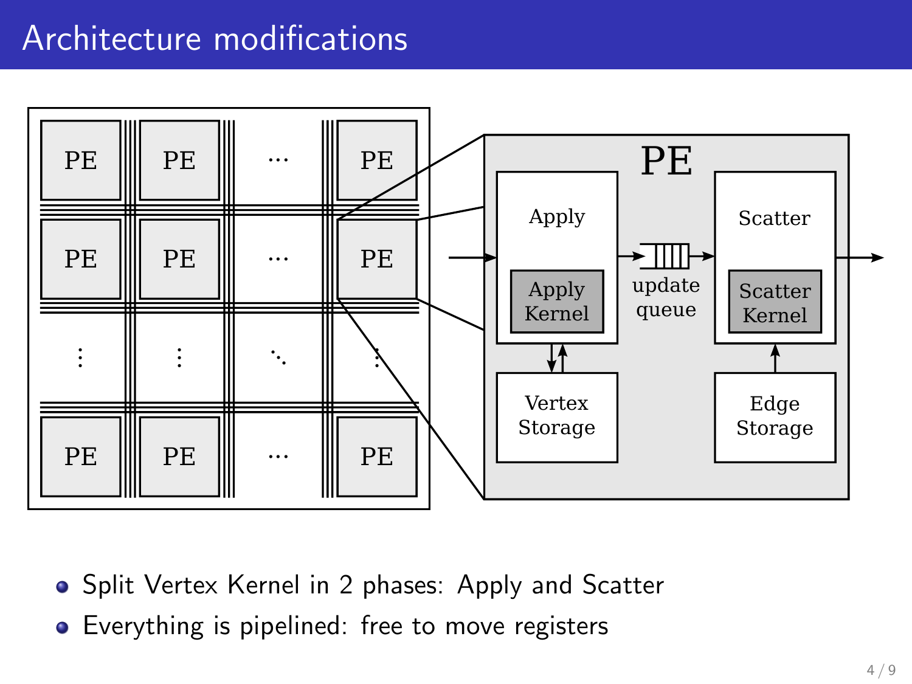# Architecture modifications

- Split Vertex Kernel in 2 phases: Apply and Scatter
- Everything is pipelined: free to move registers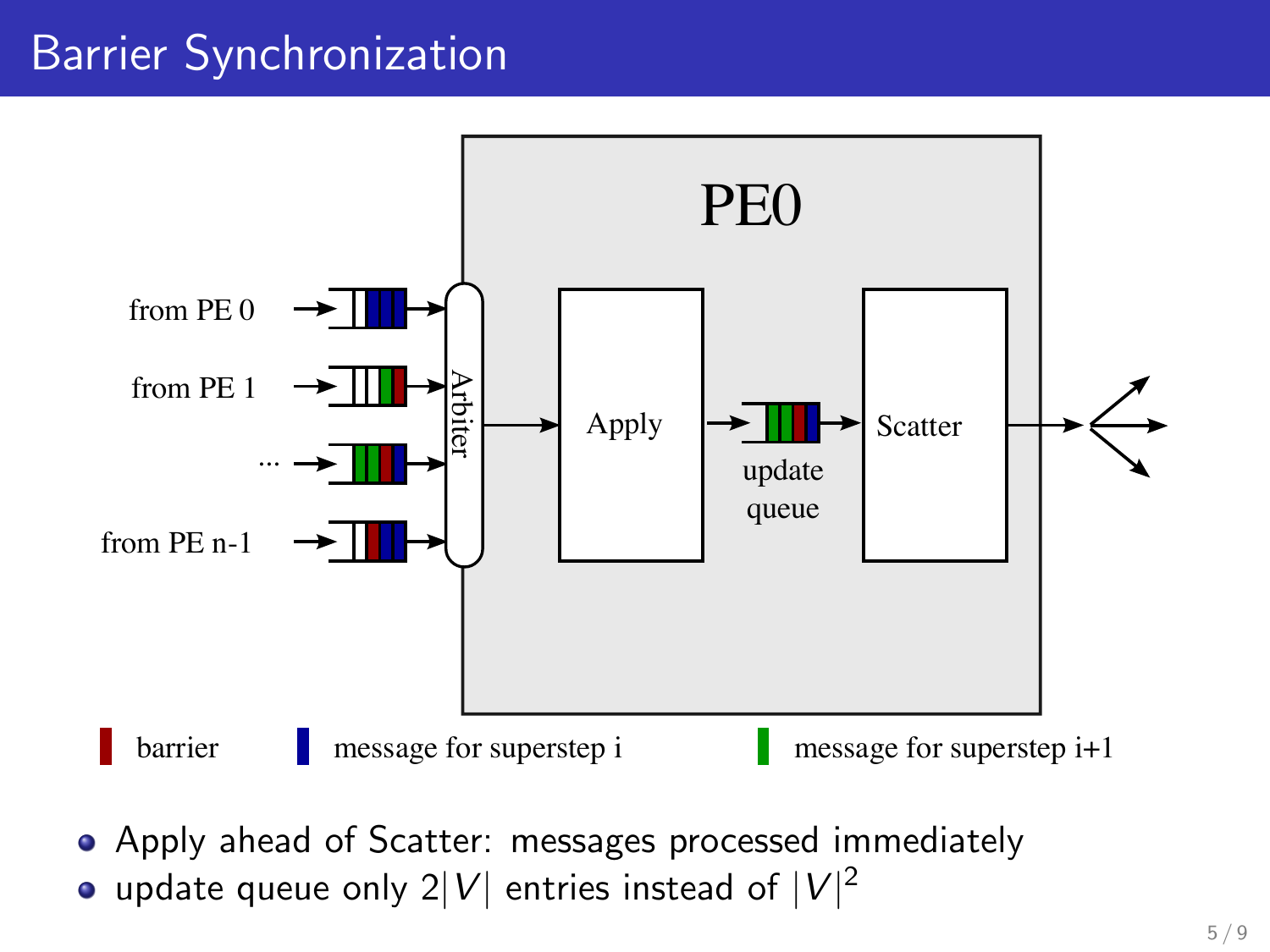# Barrier Synchronization

PE0

from PE 0

from PE 1

...

from PE n-1

Arbiter

Apply

update queue

Scatter

barrier message for superstep i message for superstep i+1

- Apply ahead of Scatter: messages processed immediately
- update queue only $2|V|$ entries instead of $|V|^2$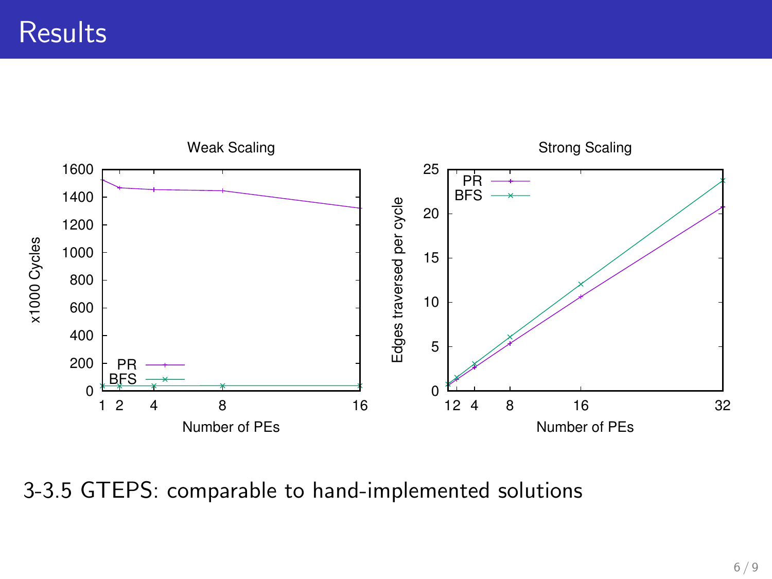# Results

3-3.5 GTEPS: comparable to hand-implemented solutions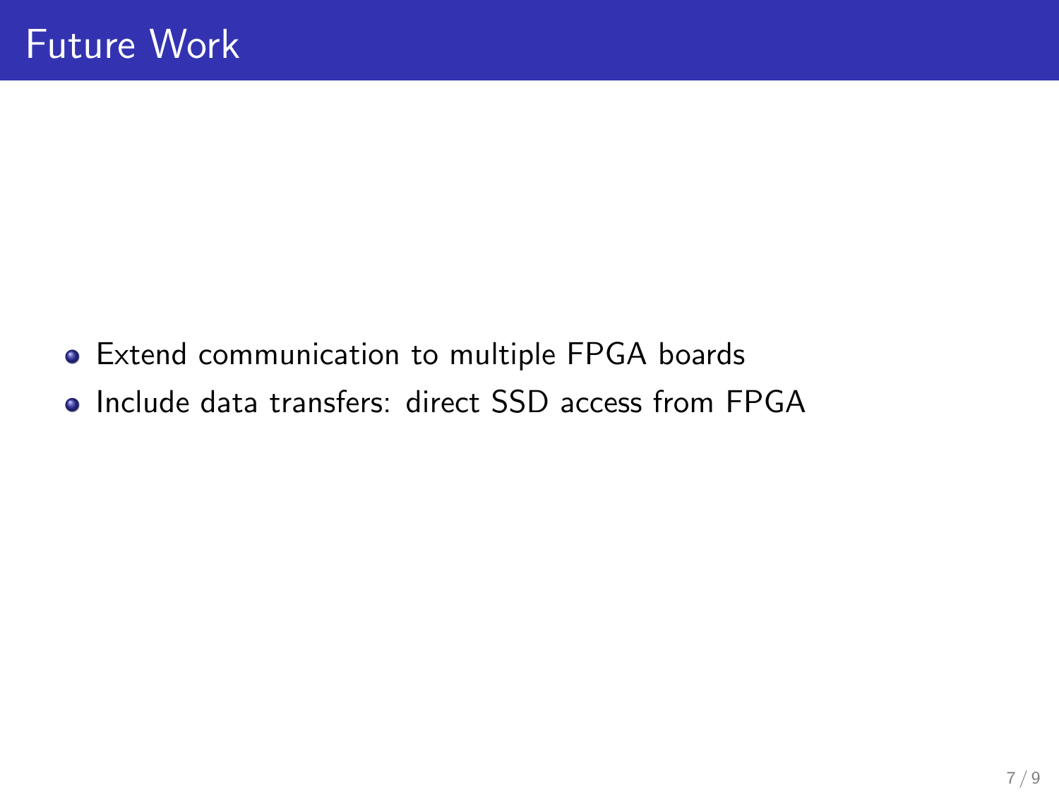# Future Work

- Extend communication to multiple FPGA boards
- Include data transfers: direct SSD access from FPGA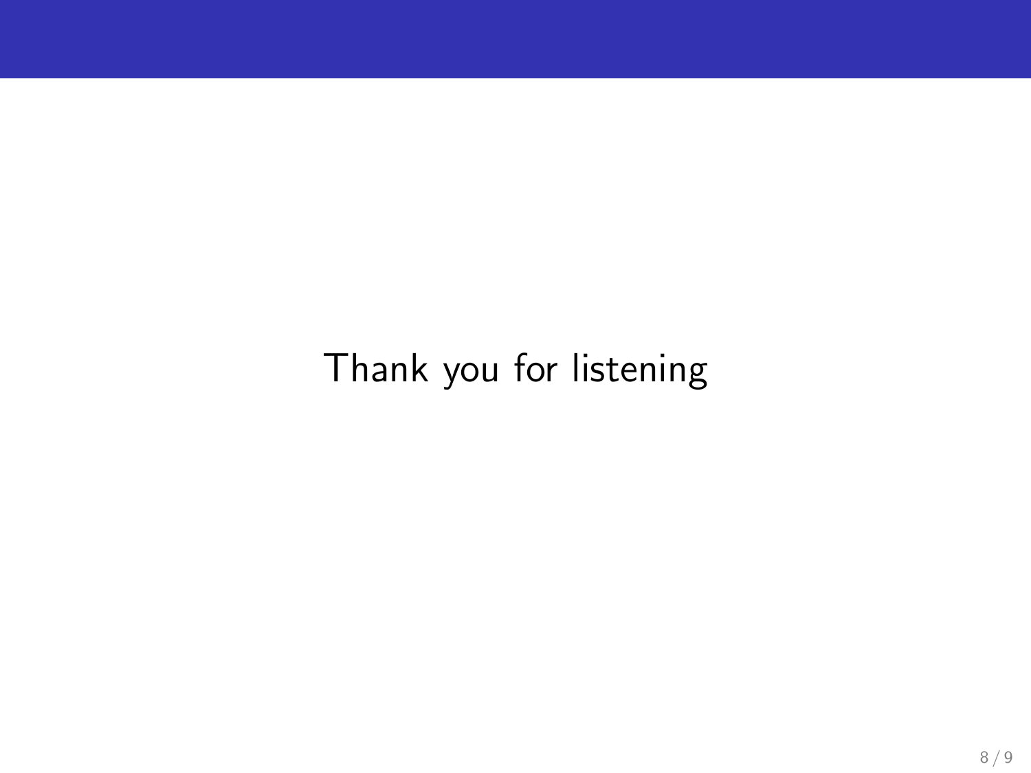Thank you for listening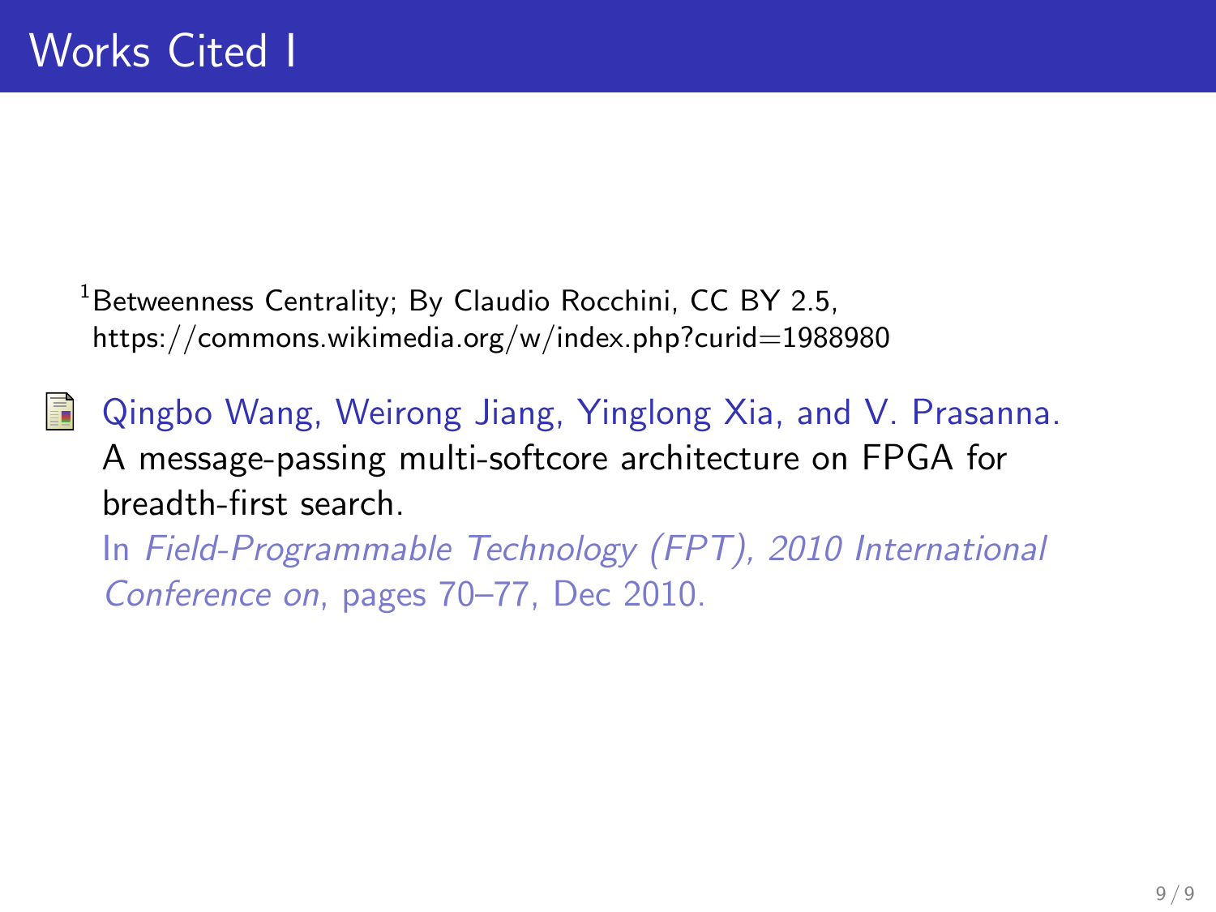# Works Cited I

[1] Betweenness Centrality; By Claudio Rocchini, CC BY 2.5, https://commons.wikimedia.org/w/index.php?curid=1988980

Qingbo Wang, Weirong Jiang, Yinglong Xia, and V. Prasanna.
A message-passing multi-softcore architecture on FPGA for breadth-first search.
In *Field-Programmable Technology (FPT), 2010 International Conference on*, pages 70–77, Dec 2010.